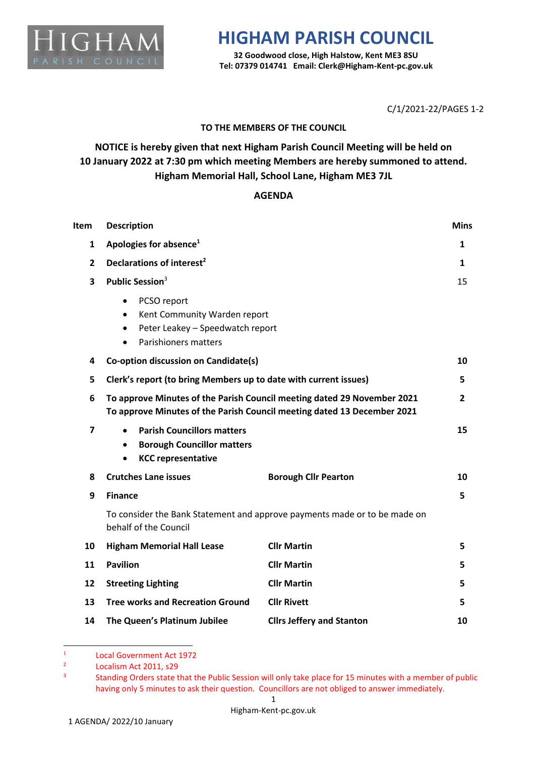HIGHAM PARISH COUNCIL

# HIGHAM PARISH COUNCIL

**32 Goodwood close, High Halstow, Kent ME3 8SU**
**Tel: 07379 014741 Email: Clerk@Higham-Kent-pc.gov.uk**

C/1/2021-22/PAGES 1-2

**TO THE MEMBERS OF THE COUNCIL**

**NOTICE is hereby given that next Higham Parish Council Meeting will be held on 10 January 2022 at 7:30 pm which meeting Members are hereby summoned to attend. Higham Memorial Hall, School Lane, Higham ME3 7JL**

## AGENDA

| Item | Description | | Mins |
|---|---|---|---|
| 1 | **Apologies for absence**[1] | | **1** |
| 2 | **Declarations of interest**[2] | | **1** |
| 3 | **Public Session**[3]<br>• PCSO report<br>• Kent Community Warden report<br>• Peter Leakey – Speedwatch report<br>• Parishioners matters | | 15 |
| 4 | **Co-option discussion on Candidate(s)** | | **10** |
| 5 | **Clerk's report (to bring Members up to date with current issues)** | | **5** |
| 6 | **To approve Minutes of the Parish Council meeting dated 29 November 2021**<br>**To approve Minutes of the Parish Council meeting dated 13 December 2021** | | **2** |
| 7 | • **Parish Councillors matters**<br>• **Borough Councillor matters**<br>• **KCC representative** | | **15** |
| 8 | **Crutches Lane issues** | **Borough Cllr Pearton** | **10** |
| 9 | **Finance**<br>To consider the Bank Statement and approve payments made or to be made on behalf of the Council | | **5** |
| 10 | **Higham Memorial Hall Lease** | **Cllr Martin** | **5** |
| 11 | **Pavilion** | **Cllr Martin** | **5** |
| 12 | **Streeting Lighting** | **Cllr Martin** | **5** |
| 13 | **Tree works and Recreation Ground** | **Cllr Rivett** | **5** |
| 14 | **The Queen's Platinum Jubilee** | **Cllrs Jeffery and Stanton** | **10** |

[1] Local Government Act 1972
[2] Localism Act 2011, s29
[3] Standing Orders state that the Public Session will only take place for 15 minutes with a member of public having only 5 minutes to ask their question. Councillors are not obliged to answer immediately.

Higham-Kent-pc.gov.uk

1 AGENDA/ 2022/10 January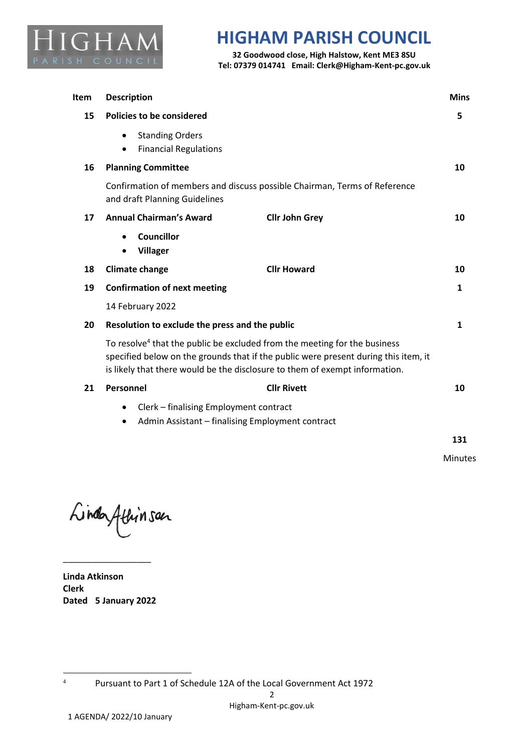| Item | Description | | Mins |
|---|---|---|---|
| 15 | **Policies to be considered** | | **5** |
| | • Standing Orders<br>• Financial Regulations | | |
| 16 | **Planning Committee** | | **10** |
| | Confirmation of members and discuss possible Chairman, Terms of Reference and draft Planning Guidelines | | |
| 17 | **Annual Chairman's Award** | **Cllr John Grey** | **10** |
| | • **Councillor**<br>• **Villager** | | |
| 18 | **Climate change** | **Cllr Howard** | **10** |
| 19 | **Confirmation of next meeting** | | **1** |
| | 14 February 2022 | | |
| 20 | **Resolution to exclude the press and the public** | | **1** |
| | To resolve[4] that the public be excluded from the meeting for the business specified below on the grounds that if the public were present during this item, it is likely that there would be the disclosure to them of exempt information. | | |
| 21 | **Personnel** | **Cllr Rivett** | **10** |
| | • Clerk – finalising Employment contract<br>• Admin Assistant – finalising Employment contract | | |
| | | | **131** |
| | | | Minutes |

Linda Atkinson

___________________

**Linda Atkinson**
**Clerk**
**Dated 5 January 2022**

[4] Pursuant to Part 1 of Schedule 12A of the Local Government Act 1972